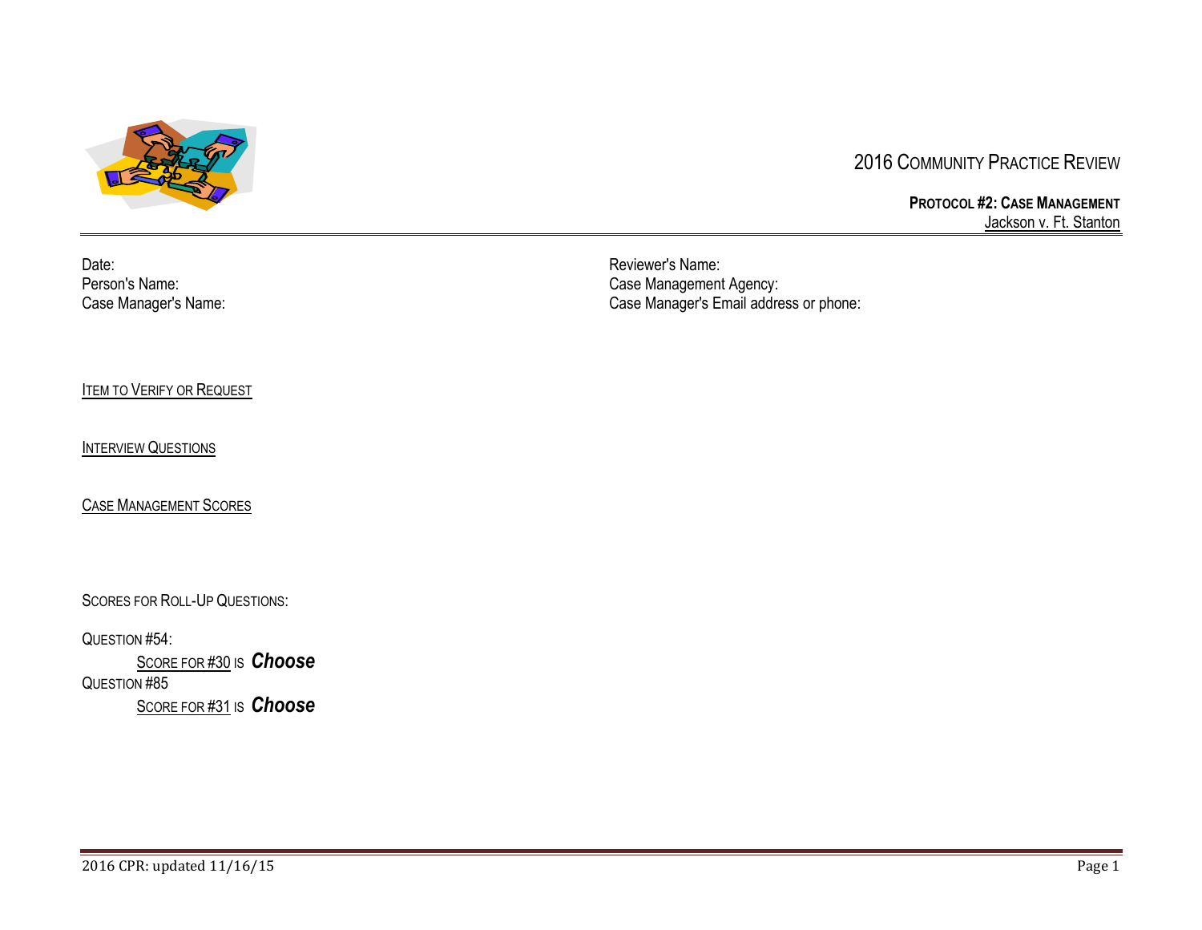# 2016 Community Practice Review

## Protocol #2: Case Management

Jackson v. Ft. Stanton

Date:
Person's Name:
Case Manager's Name:

Reviewer's Name:
Case Management Agency:
Case Manager's Email address or phone:

Item to Verify or Request

Interview Questions

Case Management Scores

Scores for Roll-Up Questions:

Question #54:

Score for #30 is ***Choose***

Question #85

Score for #31 is ***Choose***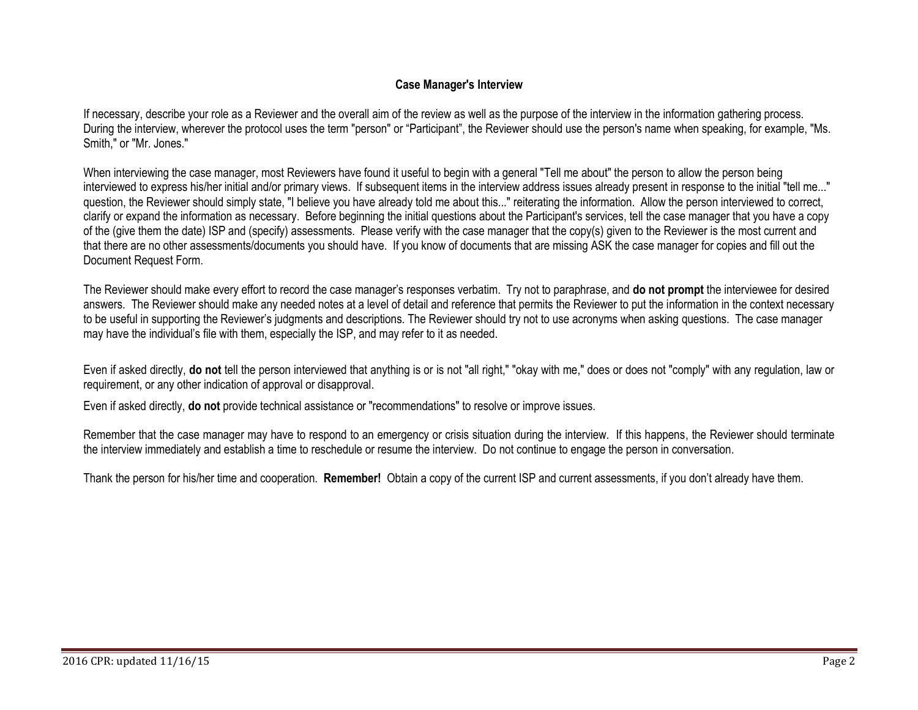**Case Manager's Interview**

If necessary, describe your role as a Reviewer and the overall aim of the review as well as the purpose of the interview in the information gathering process. During the interview, wherever the protocol uses the term "person" or "Participant", the Reviewer should use the person's name when speaking, for example, "Ms. Smith," or "Mr. Jones."

When interviewing the case manager, most Reviewers have found it useful to begin with a general "Tell me about" the person to allow the person being interviewed to express his/her initial and/or primary views. If subsequent items in the interview address issues already present in response to the initial "tell me..." question, the Reviewer should simply state, "I believe you have already told me about this..." reiterating the information. Allow the person interviewed to correct, clarify or expand the information as necessary. Before beginning the initial questions about the Participant's services, tell the case manager that you have a copy of the (give them the date) ISP and (specify) assessments. Please verify with the case manager that the copy(s) given to the Reviewer is the most current and that there are no other assessments/documents you should have. If you know of documents that are missing ASK the case manager for copies and fill out the Document Request Form.

The Reviewer should make every effort to record the case manager's responses verbatim. Try not to paraphrase, and **do not prompt** the interviewee for desired answers. The Reviewer should make any needed notes at a level of detail and reference that permits the Reviewer to put the information in the context necessary to be useful in supporting the Reviewer's judgments and descriptions. The Reviewer should try not to use acronyms when asking questions. The case manager may have the individual's file with them, especially the ISP, and may refer to it as needed.

Even if asked directly, **do not** tell the person interviewed that anything is or is not "all right," "okay with me," does or does not "comply" with any regulation, law or requirement, or any other indication of approval or disapproval.

Even if asked directly, **do not** provide technical assistance or "recommendations" to resolve or improve issues.

Remember that the case manager may have to respond to an emergency or crisis situation during the interview. If this happens, the Reviewer should terminate the interview immediately and establish a time to reschedule or resume the interview. Do not continue to engage the person in conversation.

Thank the person for his/her time and cooperation. **Remember!** Obtain a copy of the current ISP and current assessments, if you don't already have them.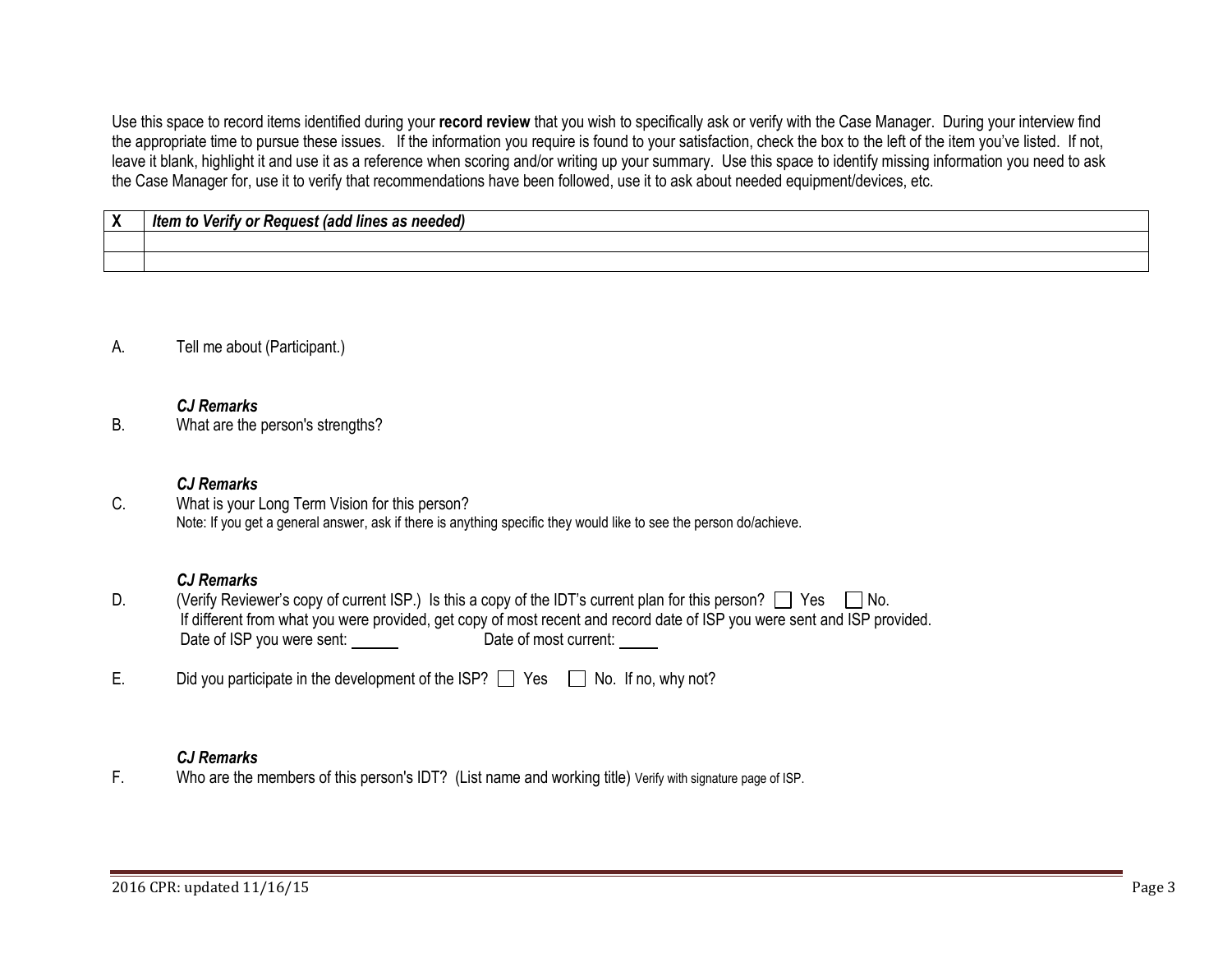Use this space to record items identified during your **record review** that you wish to specifically ask or verify with the Case Manager. During your interview find the appropriate time to pursue these issues. If the information you require is found to your satisfaction, check the box to the left of the item you've listed. If not, leave it blank, highlight it and use it as a reference when scoring and/or writing up your summary. Use this space to identify missing information you need to ask the Case Manager for, use it to verify that recommendations have been followed, use it to ask about needed equipment/devices, etc.

| **X** | ***Item to Verify or Request (add lines as needed)*** |
|---|---|
| | |
| | |

A. Tell me about (Participant.)

***CJ Remarks***

B. What are the person's strengths?

***CJ Remarks***

C. What is your Long Term Vision for this person?
Note: If you get a general answer, ask if there is anything specific they would like to see the person do/achieve.

***CJ Remarks***

D. (Verify Reviewer's copy of current ISP.) Is this a copy of the IDT's current plan for this person? ☐ Yes ☐ No.
If different from what you were provided, get copy of most recent and record date of ISP you were sent and ISP provided.
Date of ISP you were sent: ______ Date of most current: _____

E. Did you participate in the development of the ISP? ☐ Yes ☐ No. If no, why not?

***CJ Remarks***

F. Who are the members of this person's IDT? (List name and working title) Verify with signature page of ISP.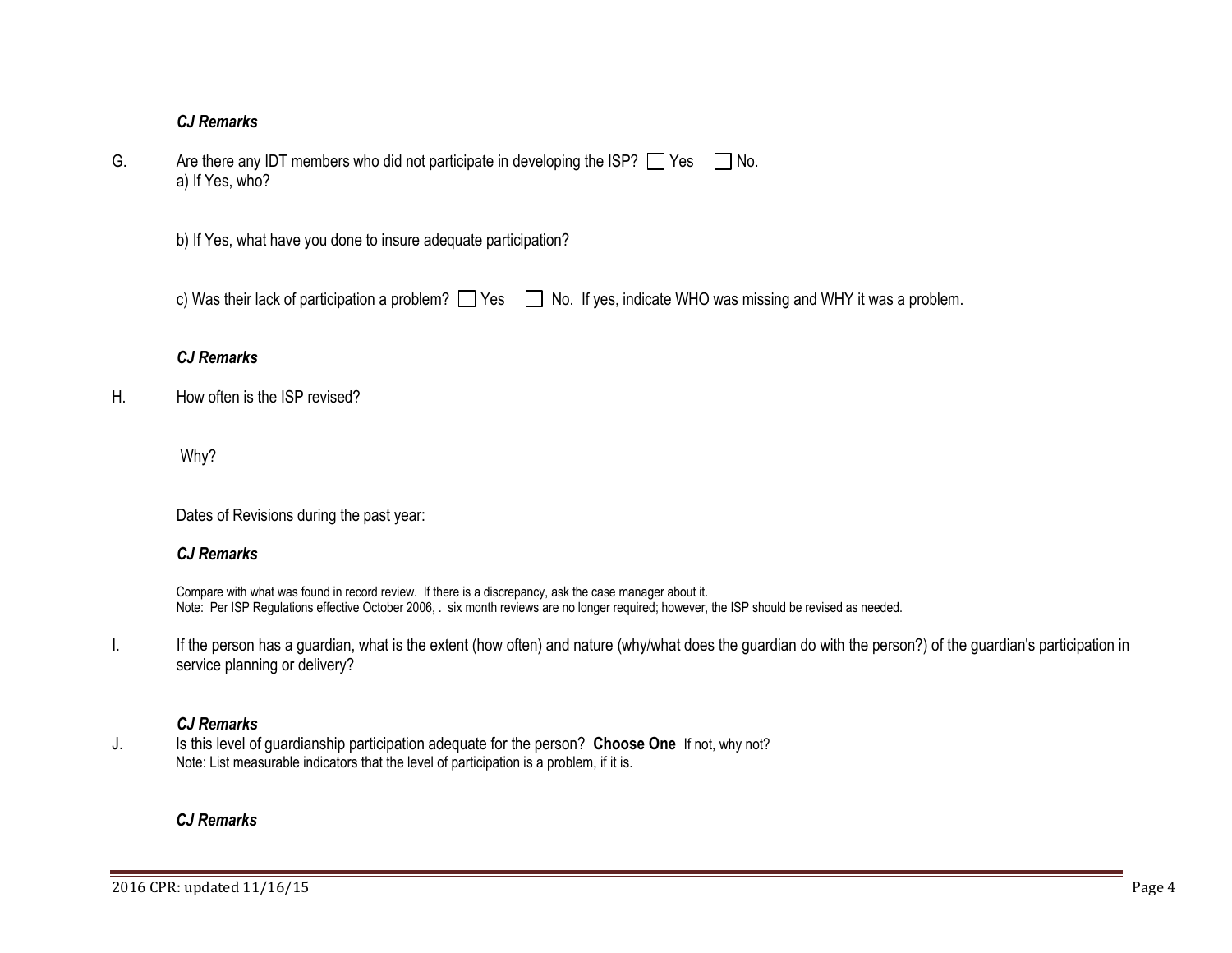***CJ Remarks***

G. Are there any IDT members who did not participate in developing the ISP? ☐ Yes ☐ No.
a) If Yes, who?

b) If Yes, what have you done to insure adequate participation?

c) Was their lack of participation a problem? ☐ Yes ☐ No. If yes, indicate WHO was missing and WHY it was a problem.

***CJ Remarks***

H. How often is the ISP revised?

Why?

Dates of Revisions during the past year:

***CJ Remarks***

Compare with what was found in record review. If there is a discrepancy, ask the case manager about it.
Note: Per ISP Regulations effective October 2006, . six month reviews are no longer required; however, the ISP should be revised as needed.

I. If the person has a guardian, what is the extent (how often) and nature (why/what does the guardian do with the person?) of the guardian's participation in service planning or delivery?

***CJ Remarks***

J. Is this level of guardianship participation adequate for the person? **Choose One** If not, why not?
Note: List measurable indicators that the level of participation is a problem, if it is.

***CJ Remarks***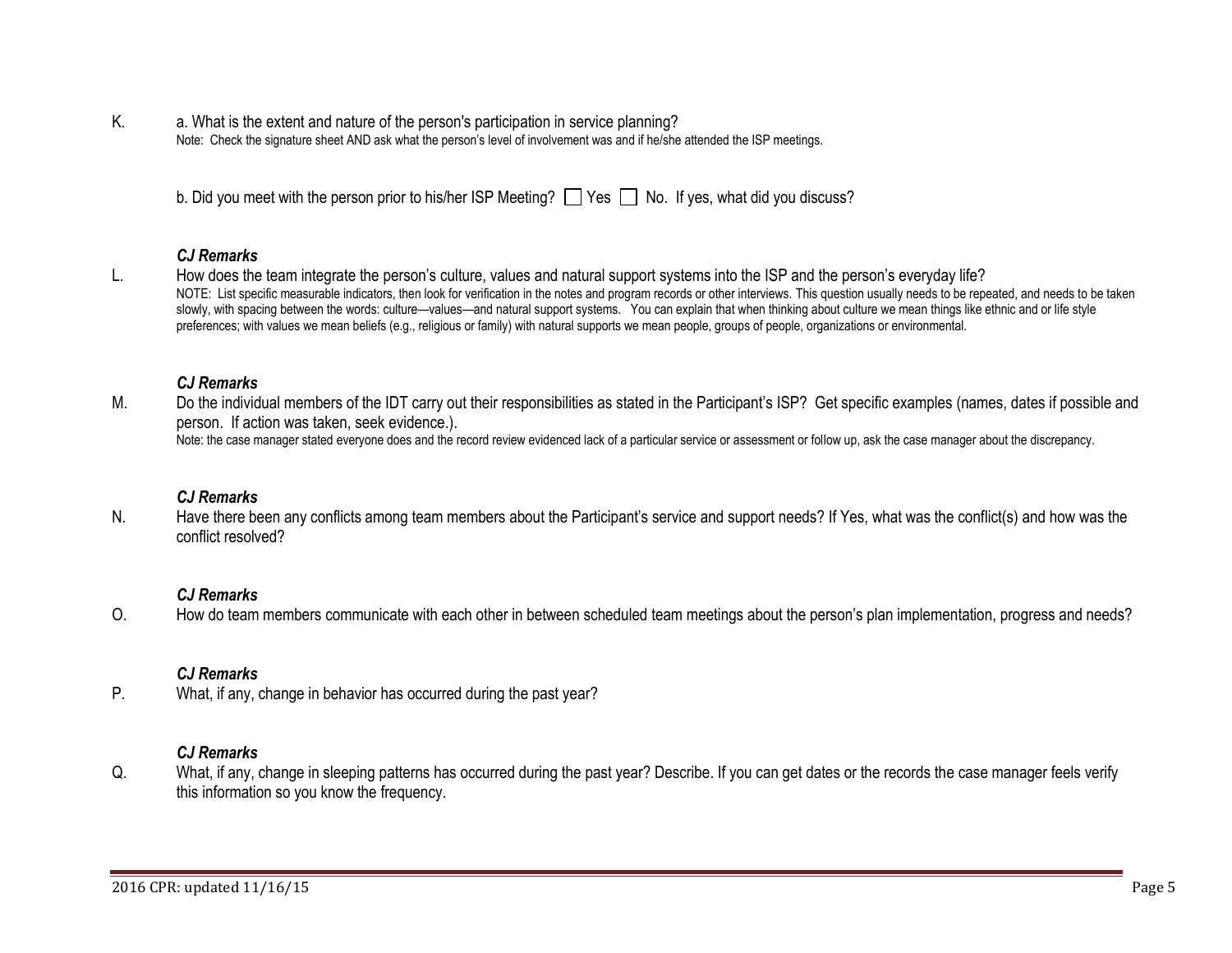K. a. What is the extent and nature of the person's participation in service planning?

Note: Check the signature sheet AND ask what the person's level of involvement was and if he/she attended the ISP meetings.

b. Did you meet with the person prior to his/her ISP Meeting? ☐ Yes ☐ No. If yes, what did you discuss?

***CJ Remarks***

L. How does the team integrate the person's culture, values and natural support systems into the ISP and the person's everyday life?

NOTE: List specific measurable indicators, then look for verification in the notes and program records or other interviews. This question usually needs to be repeated, and needs to be taken slowly, with spacing between the words: culture—values—and natural support systems. You can explain that when thinking about culture we mean things like ethnic and or life style preferences; with values we mean beliefs (e.g., religious or family) with natural supports we mean people, groups of people, organizations or environmental.

***CJ Remarks***

M. Do the individual members of the IDT carry out their responsibilities as stated in the Participant's ISP? Get specific examples (names, dates if possible and person. If action was taken, seek evidence.).

Note: the case manager stated everyone does and the record review evidenced lack of a particular service or assessment or follow up, ask the case manager about the discrepancy.

***CJ Remarks***

N. Have there been any conflicts among team members about the Participant's service and support needs? If Yes, what was the conflict(s) and how was the conflict resolved?

***CJ Remarks***

O. How do team members communicate with each other in between scheduled team meetings about the person's plan implementation, progress and needs?

***CJ Remarks***

P. What, if any, change in behavior has occurred during the past year?

***CJ Remarks***

Q. What, if any, change in sleeping patterns has occurred during the past year? Describe. If you can get dates or the records the case manager feels verify this information so you know the frequency.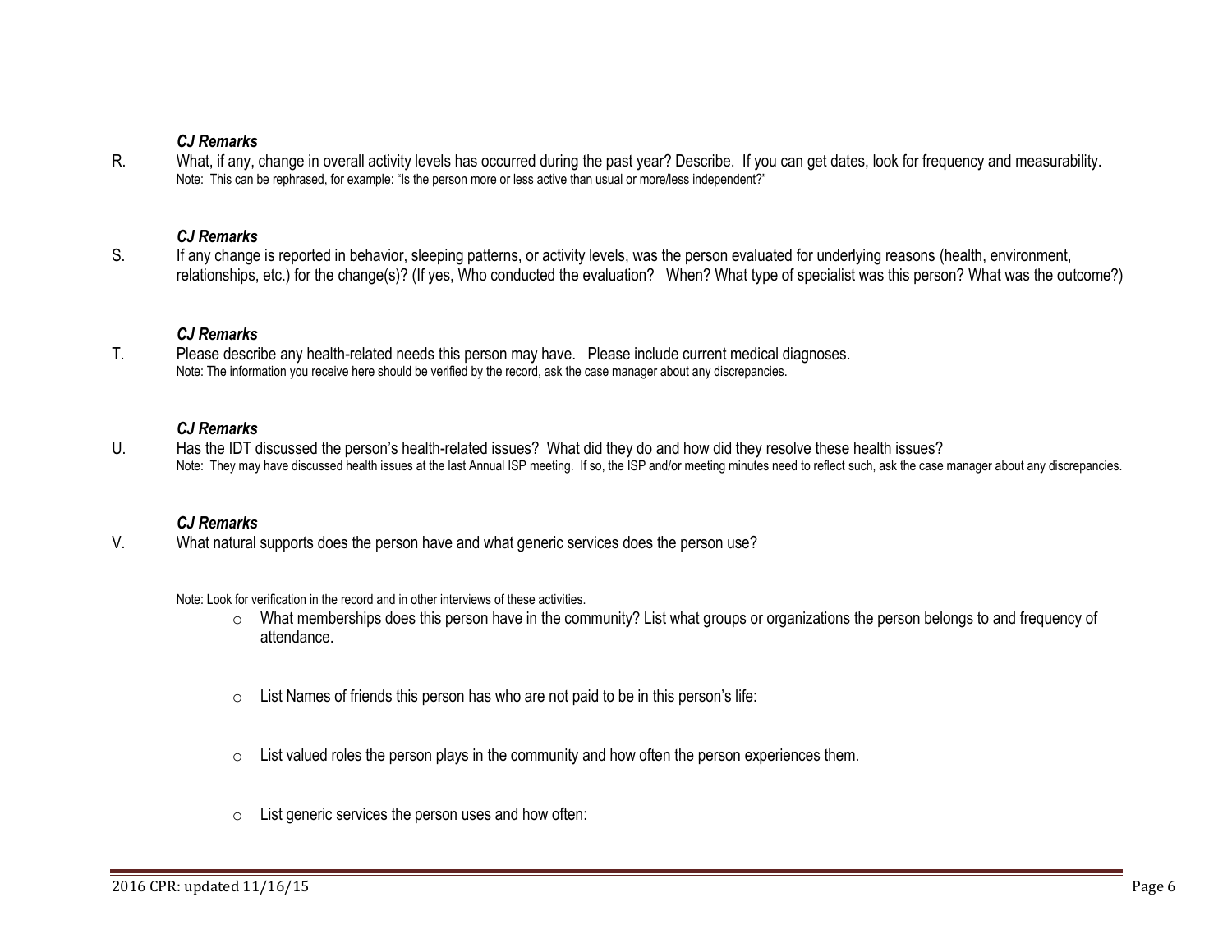***CJ Remarks***

R. What, if any, change in overall activity levels has occurred during the past year? Describe. If you can get dates, look for frequency and measurability.
Note: This can be rephrased, for example: "Is the person more or less active than usual or more/less independent?"

***CJ Remarks***

S. If any change is reported in behavior, sleeping patterns, or activity levels, was the person evaluated for underlying reasons (health, environment, relationships, etc.) for the change(s)? (If yes, Who conducted the evaluation? When? What type of specialist was this person? What was the outcome?)

***CJ Remarks***

T. Please describe any health-related needs this person may have. Please include current medical diagnoses.
Note: The information you receive here should be verified by the record, ask the case manager about any discrepancies.

***CJ Remarks***

U. Has the IDT discussed the person's health-related issues? What did they do and how did they resolve these health issues?
Note: They may have discussed health issues at the last Annual ISP meeting. If so, the ISP and/or meeting minutes need to reflect such, ask the case manager about any discrepancies.

***CJ Remarks***

V. What natural supports does the person have and what generic services does the person use?

Note: Look for verification in the record and in other interviews of these activities.

- What memberships does this person have in the community? List what groups or organizations the person belongs to and frequency of attendance.
- List Names of friends this person has who are not paid to be in this person's life:
- List valued roles the person plays in the community and how often the person experiences them.
- List generic services the person uses and how often: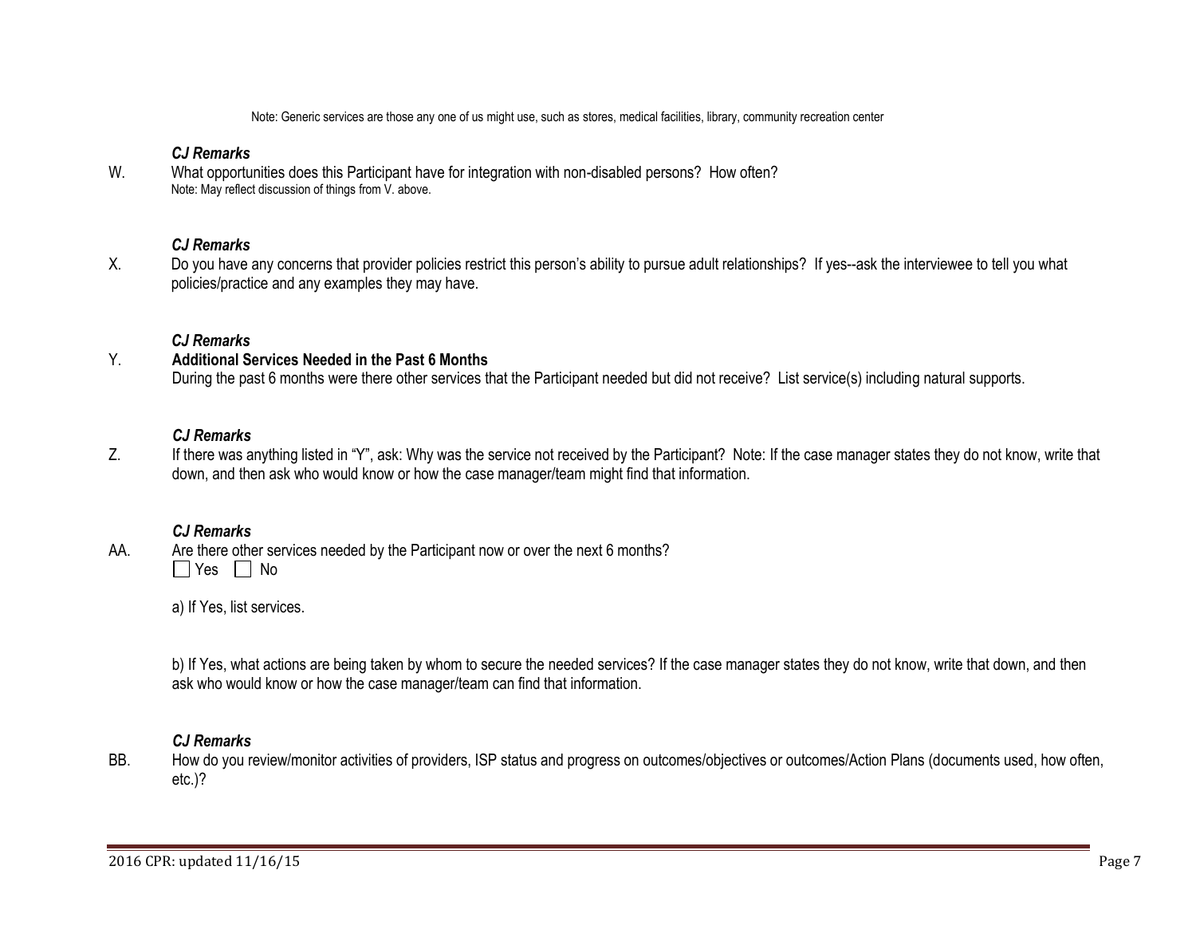Note: Generic services are those any one of us might use, such as stores, medical facilities, library, community recreation center

***CJ Remarks***

W. What opportunities does this Participant have for integration with non-disabled persons? How often?
Note: May reflect discussion of things from V. above.

***CJ Remarks***

X. Do you have any concerns that provider policies restrict this person's ability to pursue adult relationships? If yes--ask the interviewee to tell you what policies/practice and any examples they may have.

***CJ Remarks***

Y. **Additional Services Needed in the Past 6 Months**
During the past 6 months were there other services that the Participant needed but did not receive? List service(s) including natural supports.

***CJ Remarks***

Z. If there was anything listed in "Y", ask: Why was the service not received by the Participant? Note: If the case manager states they do not know, write that down, and then ask who would know or how the case manager/team might find that information.

***CJ Remarks***

AA. Are there other services needed by the Participant now or over the next 6 months?
☐ Yes ☐ No

a) If Yes, list services.

b) If Yes, what actions are being taken by whom to secure the needed services? If the case manager states they do not know, write that down, and then ask who would know or how the case manager/team can find that information.

***CJ Remarks***

BB. How do you review/monitor activities of providers, ISP status and progress on outcomes/objectives or outcomes/Action Plans (documents used, how often, etc.)?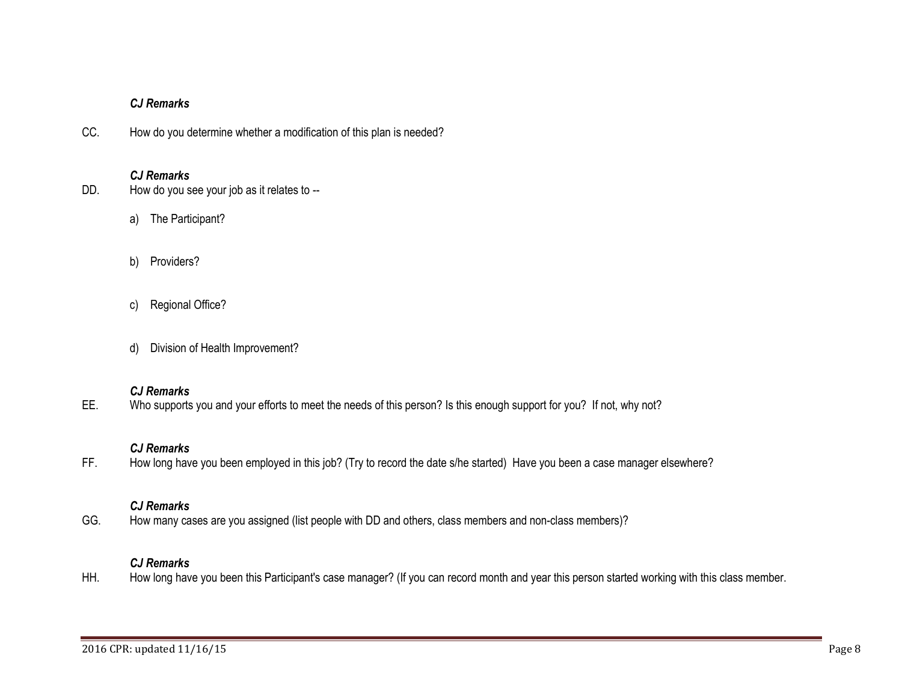***CJ Remarks***

CC. How do you determine whether a modification of this plan is needed?

***CJ Remarks***

DD. How do you see your job as it relates to --

a) The Participant?

b) Providers?

c) Regional Office?

d) Division of Health Improvement?

***CJ Remarks***

EE. Who supports you and your efforts to meet the needs of this person? Is this enough support for you? If not, why not?

***CJ Remarks***

FF. How long have you been employed in this job? (Try to record the date s/he started) Have you been a case manager elsewhere?

***CJ Remarks***

GG. How many cases are you assigned (list people with DD and others, class members and non-class members)?

***CJ Remarks***

HH. How long have you been this Participant's case manager? (If you can record month and year this person started working with this class member.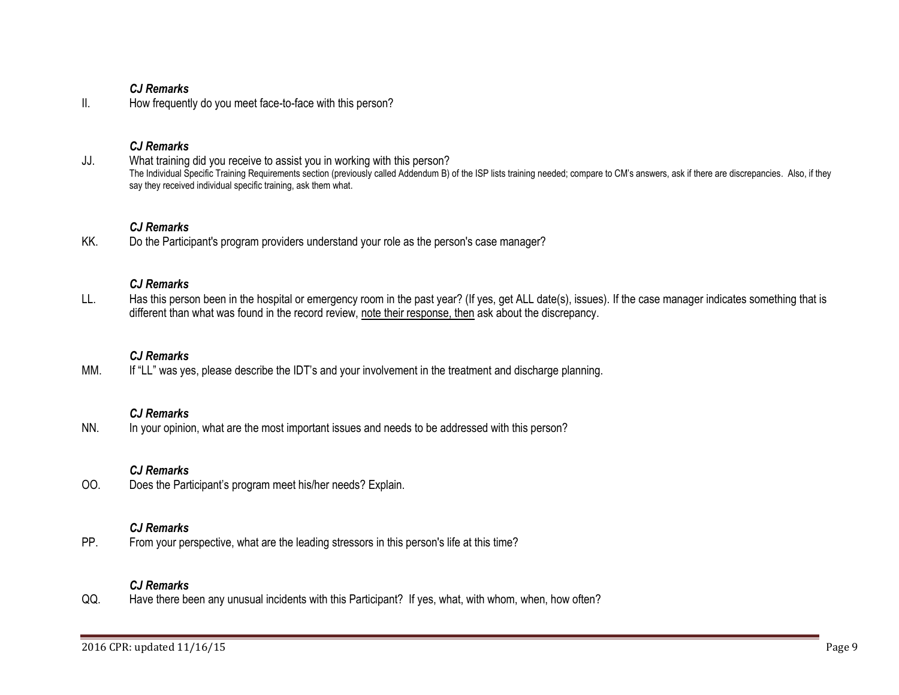***CJ Remarks***

II. How frequently do you meet face-to-face with this person?

***CJ Remarks***

JJ. What training did you receive to assist you in working with this person?

The Individual Specific Training Requirements section (previously called Addendum B) of the ISP lists training needed; compare to CM's answers, ask if there are discrepancies. Also, if they say they received individual specific training, ask them what.

***CJ Remarks***

KK. Do the Participant's program providers understand your role as the person's case manager?

***CJ Remarks***

LL. Has this person been in the hospital or emergency room in the past year? (If yes, get ALL date(s), issues). If the case manager indicates something that is different than what was found in the record review, <u>note their response, then</u> ask about the discrepancy.

***CJ Remarks***

MM. If "LL" was yes, please describe the IDT's and your involvement in the treatment and discharge planning.

***CJ Remarks***

NN. In your opinion, what are the most important issues and needs to be addressed with this person?

***CJ Remarks***

OO. Does the Participant's program meet his/her needs? Explain.

***CJ Remarks***

PP. From your perspective, what are the leading stressors in this person's life at this time?

***CJ Remarks***

QQ. Have there been any unusual incidents with this Participant? If yes, what, with whom, when, how often?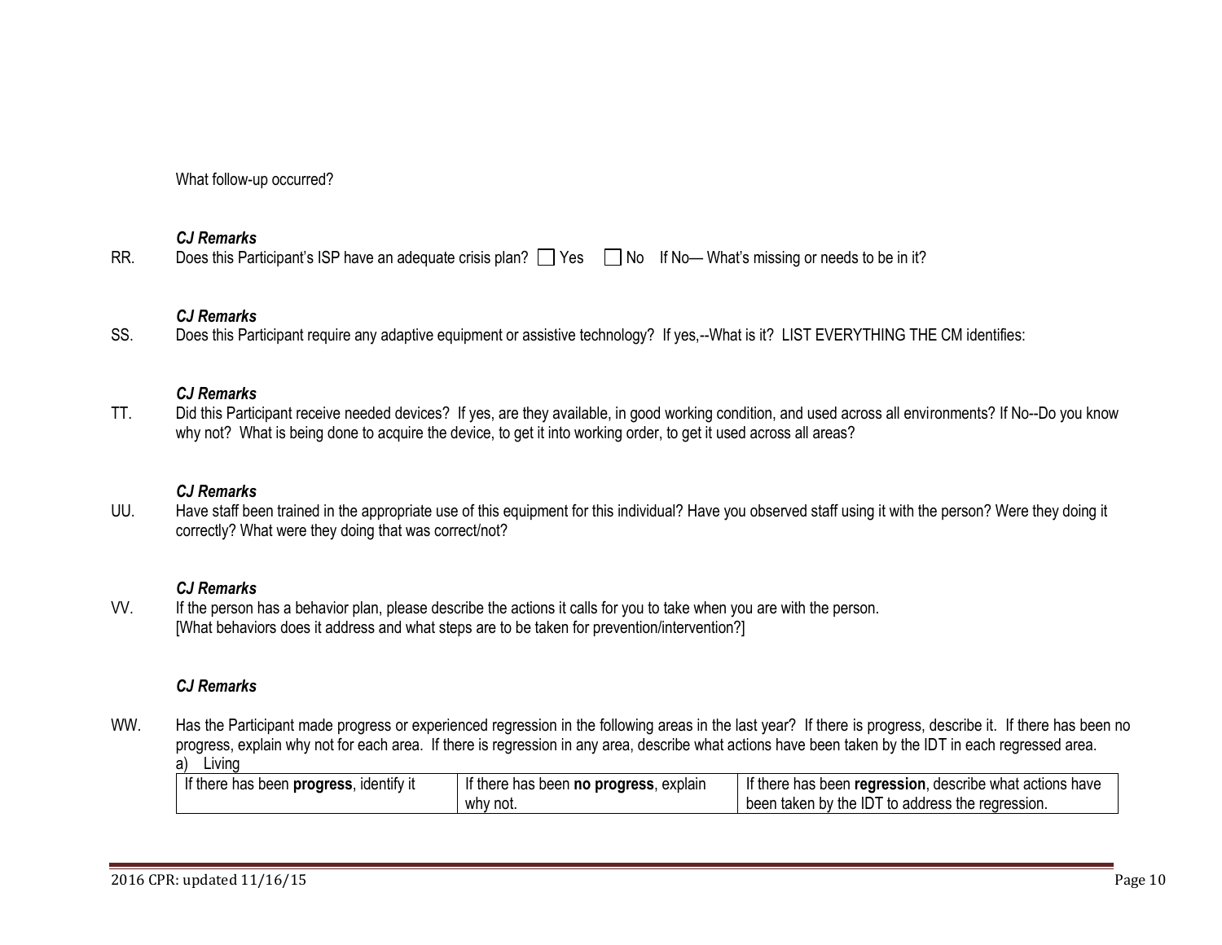What follow-up occurred?

***CJ Remarks***

RR. Does this Participant's ISP have an adequate crisis plan? ☐ Yes ☐ No If No— What's missing or needs to be in it?

***CJ Remarks***

SS. Does this Participant require any adaptive equipment or assistive technology? If yes,--What is it? LIST EVERYTHING THE CM identifies:

***CJ Remarks***

TT. Did this Participant receive needed devices? If yes, are they available, in good working condition, and used across all environments? If No--Do you know why not? What is being done to acquire the device, to get it into working order, to get it used across all areas?

***CJ Remarks***

UU. Have staff been trained in the appropriate use of this equipment for this individual? Have you observed staff using it with the person? Were they doing it correctly? What were they doing that was correct/not?

***CJ Remarks***

VV. If the person has a behavior plan, please describe the actions it calls for you to take when you are with the person. [What behaviors does it address and what steps are to be taken for prevention/intervention?]

***CJ Remarks***

WW. Has the Participant made progress or experienced regression in the following areas in the last year? If there is progress, describe it. If there has been no progress, explain why not for each area. If there is regression in any area, describe what actions have been taken by the IDT in each regressed area.

a) Living

| If there has been **progress**, identify it | If there has been **no progress**, explain why not. | If there has been **regression**, describe what actions have been taken by the IDT to address the regression. |
|---|---|---|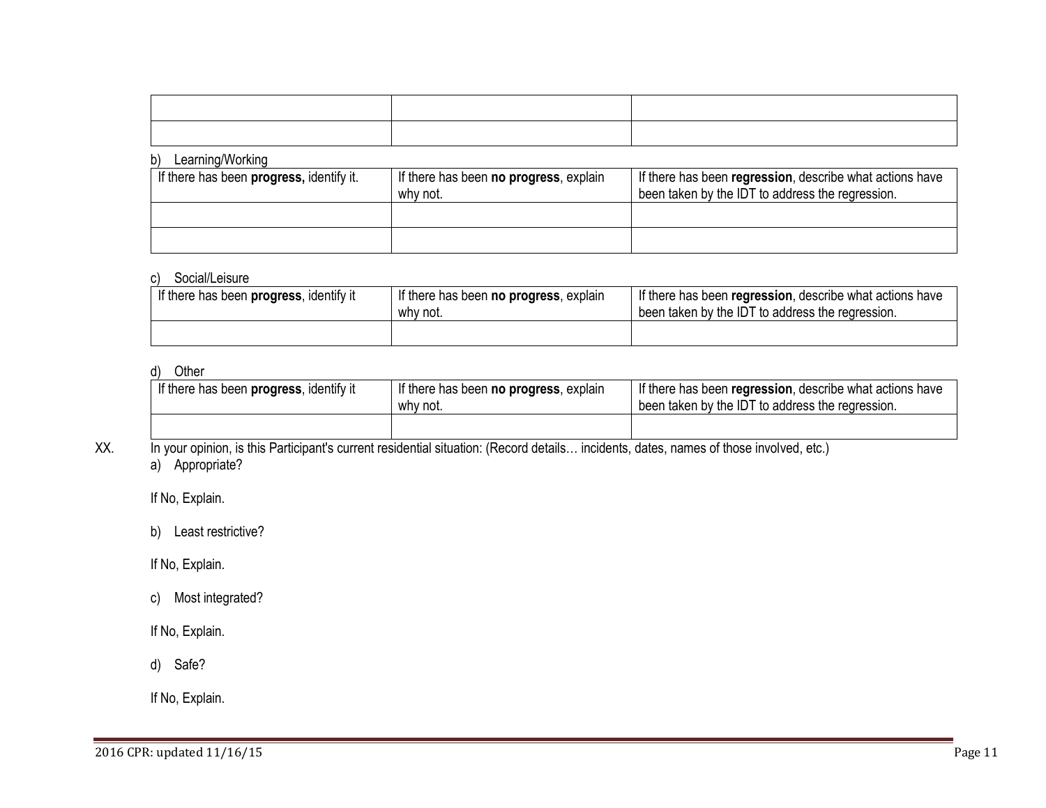| | | |
|---|---|---|
| | | |
| | | |

b) Learning/Working

| If there has been **progress,** identify it. | If there has been **no progress**, explain why not. | If there has been **regression**, describe what actions have been taken by the IDT to address the regression. |
|---|---|---|
| | | |
| | | |

c) Social/Leisure

| If there has been **progress**, identify it | If there has been **no progress**, explain why not. | If there has been **regression**, describe what actions have been taken by the IDT to address the regression. |
|---|---|---|
| | | |

d) Other

| If there has been **progress**, identify it | If there has been **no progress**, explain why not. | If there has been **regression**, describe what actions have been taken by the IDT to address the regression. |
|---|---|---|
| | | |

XX. In your opinion, is this Participant's current residential situation: (Record details… incidents, dates, names of those involved, etc.)

a) Appropriate?

If No, Explain.

b) Least restrictive?

If No, Explain.

c) Most integrated?

If No, Explain.

d) Safe?

If No, Explain.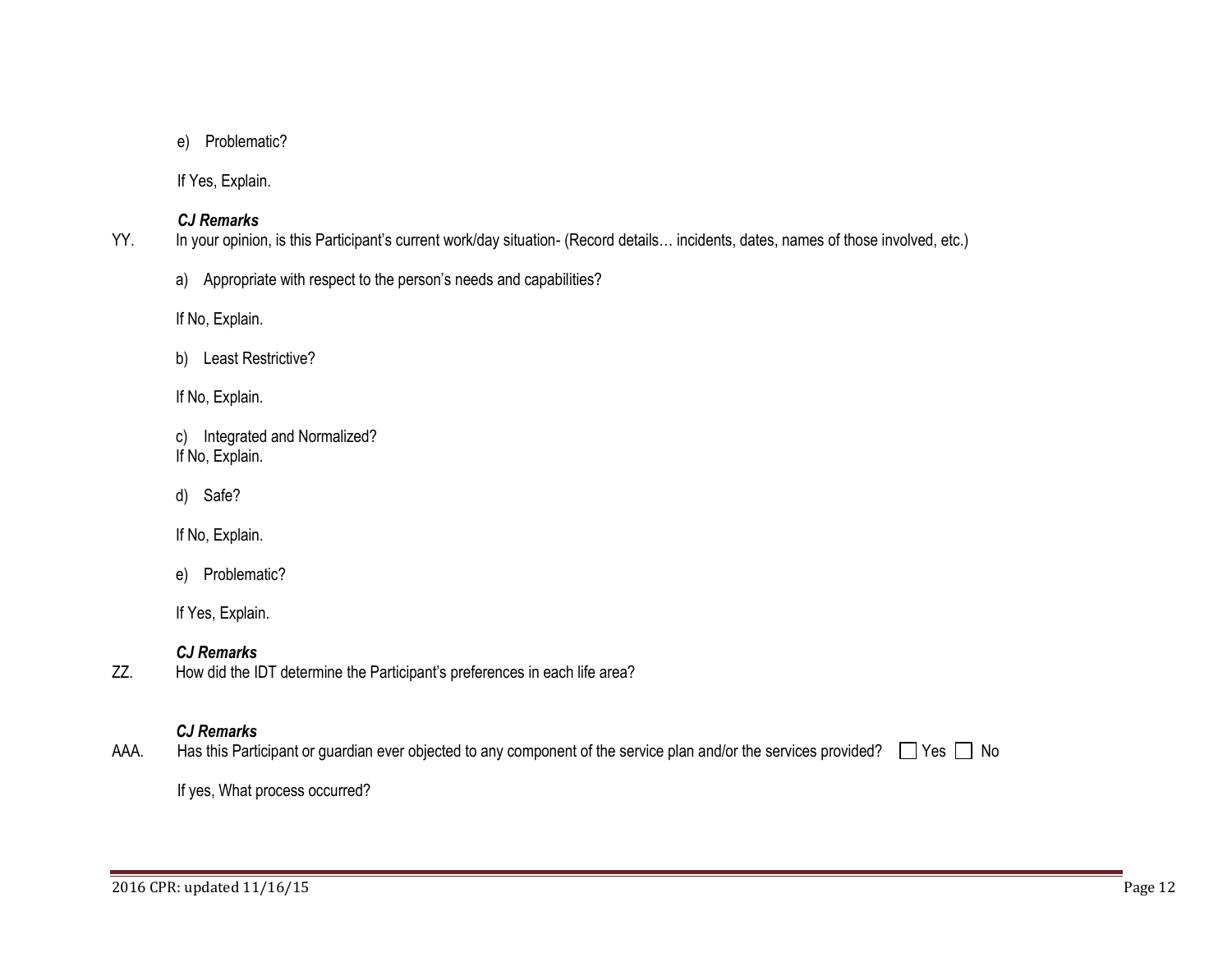e) Problematic?

If Yes, Explain.

***CJ Remarks***

YY. In your opinion, is this Participant's current work/day situation- (Record details… incidents, dates, names of those involved, etc.)

a) Appropriate with respect to the person's needs and capabilities?

If No, Explain.

b) Least Restrictive?

If No, Explain.

c) Integrated and Normalized?
If No, Explain.

d) Safe?

If No, Explain.

e) Problematic?

If Yes, Explain.

***CJ Remarks***

ZZ. How did the IDT determine the Participant's preferences in each life area?

***CJ Remarks***

AAA. Has this Participant or guardian ever objected to any component of the service plan and/or the services provided? ☐ Yes ☐ No

If yes, What process occurred?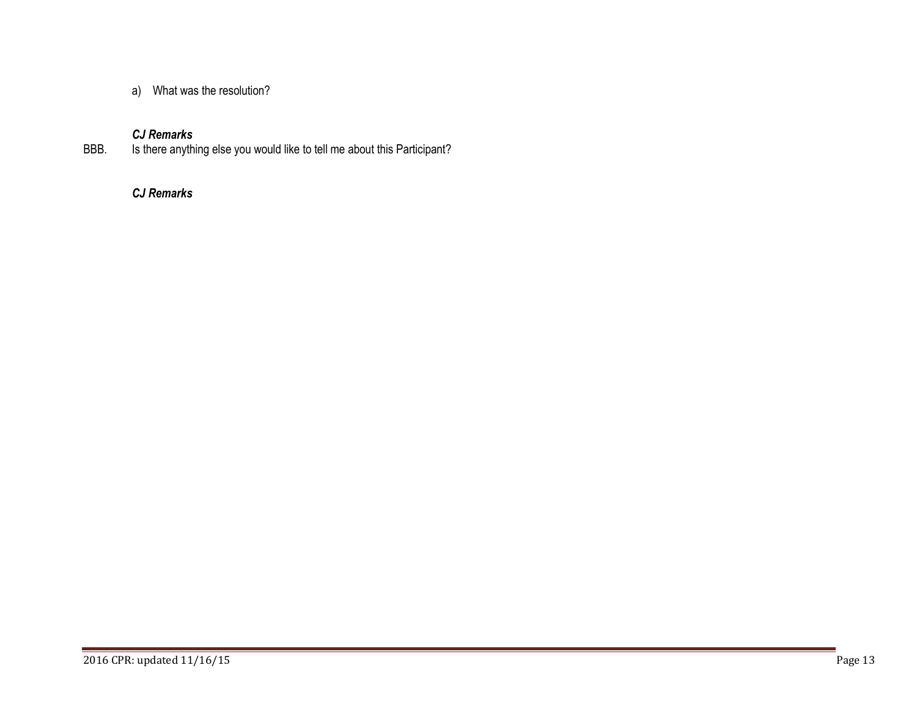a) What was the resolution?

***CJ Remarks***

BBB. Is there anything else you would like to tell me about this Participant?

***CJ Remarks***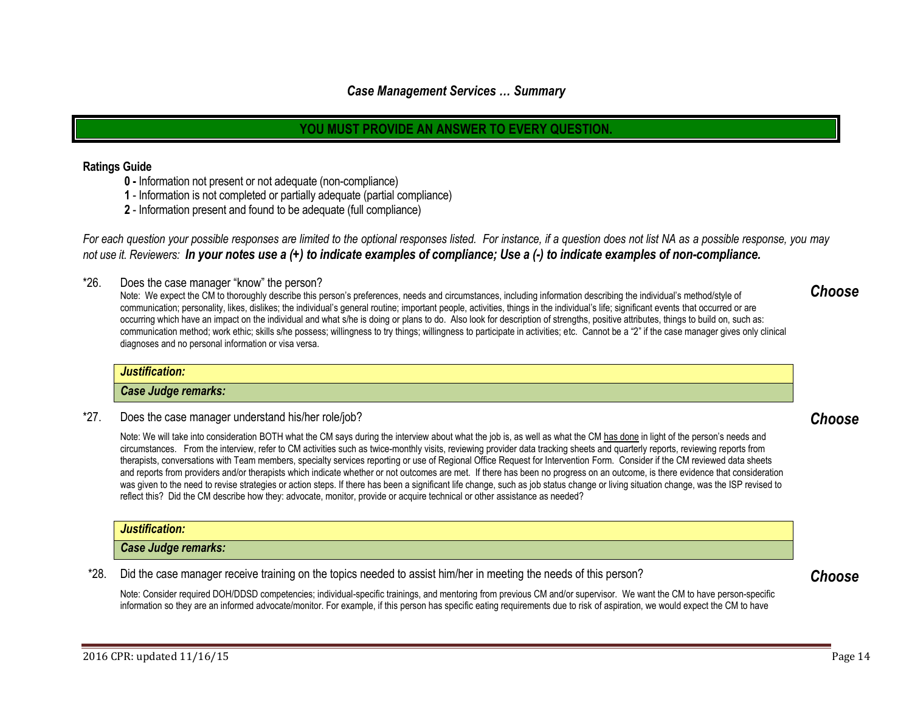## *Case Management Services … Summary*

**YOU MUST PROVIDE AN ANSWER TO EVERY QUESTION.**

**Ratings Guide**

- **0 -** Information not present or not adequate (non-compliance)
- **1** - Information is not completed or partially adequate (partial compliance)
- **2** - Information present and found to be adequate (full compliance)

*For each question your possible responses are limited to the optional responses listed. For instance, if a question does not list NA as a possible response, you may not use it. Reviewers:* ***In your notes use a (+) to indicate examples of compliance; Use a (-) to indicate examples of non-compliance.***

*26. Does the case manager "know" the person? ***Choose***

Note: We expect the CM to thoroughly describe this person's preferences, needs and circumstances, including information describing the individual's method/style of communication; personality, likes, dislikes; the individual's general routine; important people, activities, things in the individual's life; significant events that occurred or are occurring which have an impact on the individual and what s/he is doing or plans to do. Also look for description of strengths, positive attributes, things to build on, such as: communication method; work ethic; skills s/he possess; willingness to try things; willingness to participate in activities; etc. Cannot be a "2" if the case manager gives only clinical diagnoses and no personal information or visa versa.

| ***Justification:*** |
|---|
| ***Case Judge remarks:*** |

*27. Does the case manager understand his/her role/job? ***Choose***

Note: We will take into consideration BOTH what the CM says during the interview about what the job is, as well as what the CM has done in light of the person's needs and circumstances. From the interview, refer to CM activities such as twice-monthly visits, reviewing provider data tracking sheets and quarterly reports, reviewing reports from therapists, conversations with Team members, specialty services reporting or use of Regional Office Request for Intervention Form. Consider if the CM reviewed data sheets and reports from providers and/or therapists which indicate whether or not outcomes are met. If there has been no progress on an outcome, is there evidence that consideration was given to the need to revise strategies or action steps. If there has been a significant life change, such as job status change or living situation change, was the ISP revised to reflect this? Did the CM describe how they: advocate, monitor, provide or acquire technical or other assistance as needed?

| ***Justification:*** |
|---|
| ***Case Judge remarks:*** |

*28. Did the case manager receive training on the topics needed to assist him/her in meeting the needs of this person? ***Choose***

Note: Consider required DOH/DDSD competencies; individual-specific trainings, and mentoring from previous CM and/or supervisor. We want the CM to have person-specific information so they are an informed advocate/monitor. For example, if this person has specific eating requirements due to risk of aspiration, we would expect the CM to have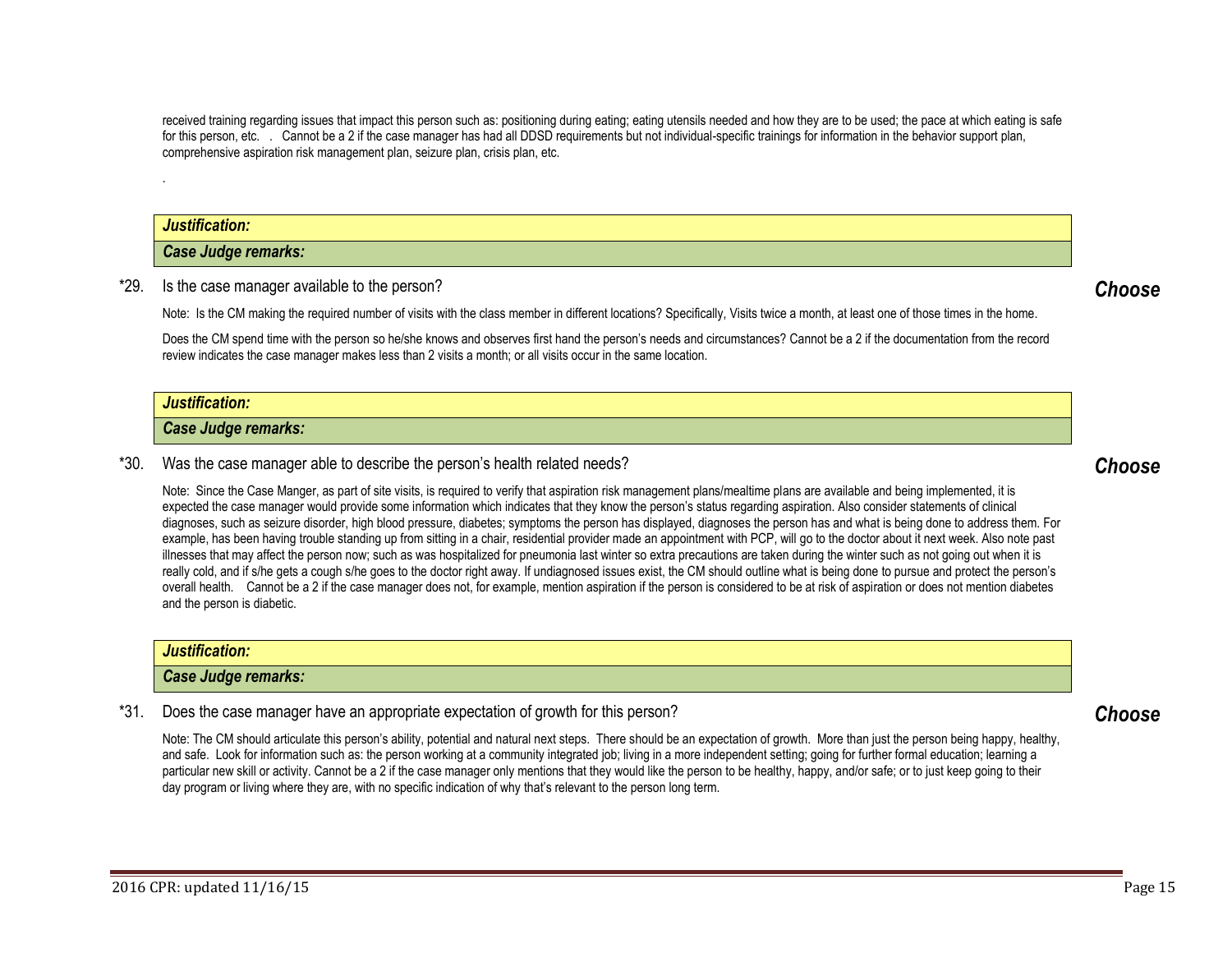received training regarding issues that impact this person such as: positioning during eating; eating utensils needed and how they are to be used; the pace at which eating is safe for this person, etc. . Cannot be a 2 if the case manager has had all DDSD requirements but not individual-specific trainings for information in the behavior support plan, comprehensive aspiration risk management plan, seizure plan, crisis plan, etc.

.

| ***Justification:*** |
|---|
| ***Case Judge remarks:*** |

*29. Is the case manager available to the person? ***Choose***

Note: Is the CM making the required number of visits with the class member in different locations? Specifically, Visits twice a month, at least one of those times in the home.

Does the CM spend time with the person so he/she knows and observes first hand the person's needs and circumstances? Cannot be a 2 if the documentation from the record review indicates the case manager makes less than 2 visits a month; or all visits occur in the same location.

| ***Justification:*** |
|---|
| ***Case Judge remarks:*** |

*30. Was the case manager able to describe the person's health related needs? ***Choose***

Note: Since the Case Manger, as part of site visits, is required to verify that aspiration risk management plans/mealtime plans are available and being implemented, it is expected the case manager would provide some information which indicates that they know the person's status regarding aspiration. Also consider statements of clinical diagnoses, such as seizure disorder, high blood pressure, diabetes; symptoms the person has displayed, diagnoses the person has and what is being done to address them. For example, has been having trouble standing up from sitting in a chair, residential provider made an appointment with PCP, will go to the doctor about it next week. Also note past illnesses that may affect the person now; such as was hospitalized for pneumonia last winter so extra precautions are taken during the winter such as not going out when it is really cold, and if s/he gets a cough s/he goes to the doctor right away. If undiagnosed issues exist, the CM should outline what is being done to pursue and protect the person's overall health. Cannot be a 2 if the case manager does not, for example, mention aspiration if the person is considered to be at risk of aspiration or does not mention diabetes and the person is diabetic.

| ***Justification:*** |
|---|
| ***Case Judge remarks:*** |

*31. Does the case manager have an appropriate expectation of growth for this person? ***Choose***

Note: The CM should articulate this person's ability, potential and natural next steps. There should be an expectation of growth. More than just the person being happy, healthy, and safe. Look for information such as: the person working at a community integrated job; living in a more independent setting; going for further formal education; learning a particular new skill or activity. Cannot be a 2 if the case manager only mentions that they would like the person to be healthy, happy, and/or safe; or to just keep going to their day program or living where they are, with no specific indication of why that's relevant to the person long term.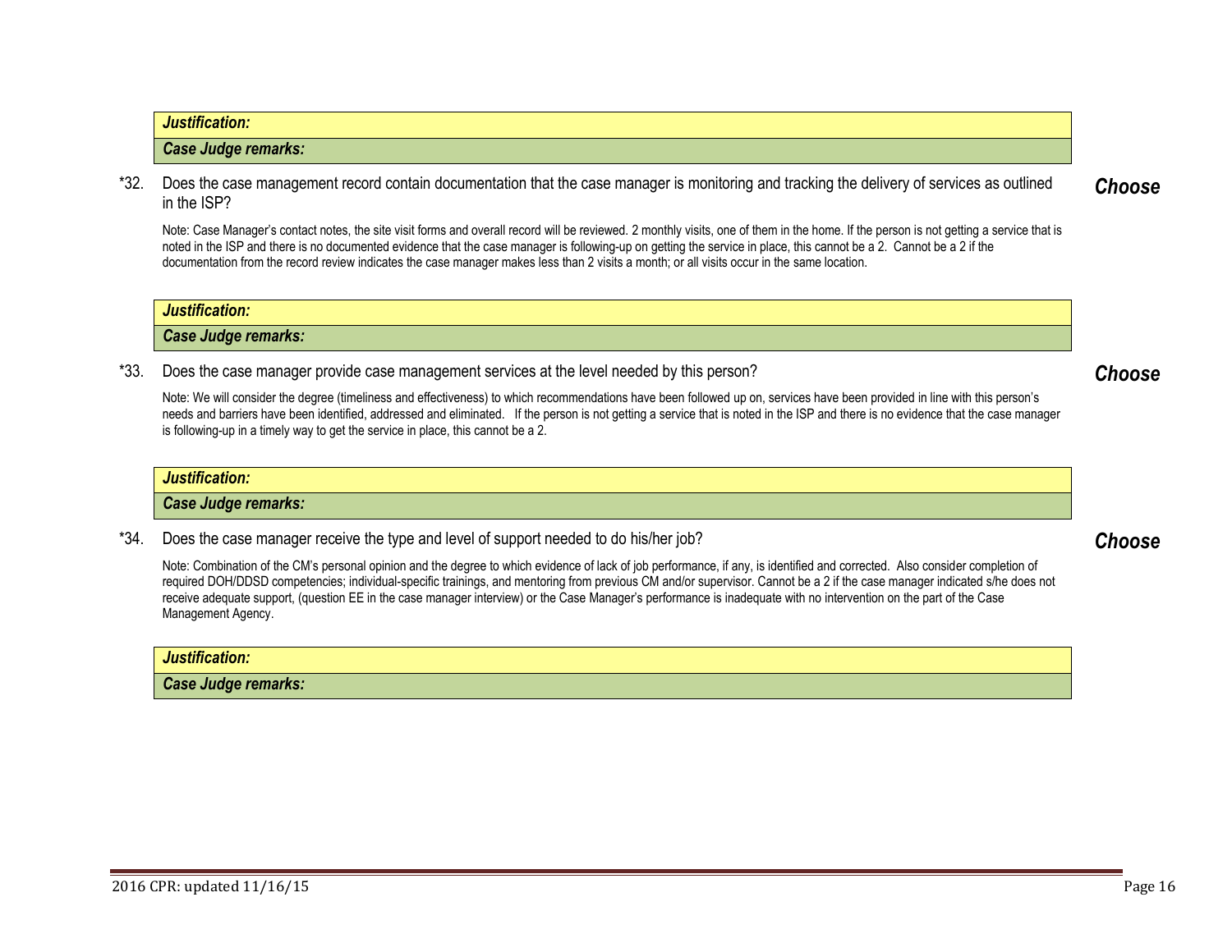***Justification:***

***Case Judge remarks:***

*32. Does the case management record contain documentation that the case manager is monitoring and tracking the delivery of services as outlined in the ISP? ***Choose***

Note: Case Manager's contact notes, the site visit forms and overall record will be reviewed. 2 monthly visits, one of them in the home. If the person is not getting a service that is noted in the ISP and there is no documented evidence that the case manager is following-up on getting the service in place, this cannot be a 2. Cannot be a 2 if the documentation from the record review indicates the case manager makes less than 2 visits a month; or all visits occur in the same location.

***Justification:***

***Case Judge remarks:***

*33. Does the case manager provide case management services at the level needed by this person? ***Choose***

Note: We will consider the degree (timeliness and effectiveness) to which recommendations have been followed up on, services have been provided in line with this person's needs and barriers have been identified, addressed and eliminated. If the person is not getting a service that is noted in the ISP and there is no evidence that the case manager is following-up in a timely way to get the service in place, this cannot be a 2.

***Justification:***

***Case Judge remarks:***

*34. Does the case manager receive the type and level of support needed to do his/her job? ***Choose***

Note: Combination of the CM's personal opinion and the degree to which evidence of lack of job performance, if any, is identified and corrected. Also consider completion of required DOH/DDSD competencies; individual-specific trainings, and mentoring from previous CM and/or supervisor. Cannot be a 2 if the case manager indicated s/he does not receive adequate support, (question EE in the case manager interview) or the Case Manager's performance is inadequate with no intervention on the part of the Case Management Agency.

***Justification:***

***Case Judge remarks:***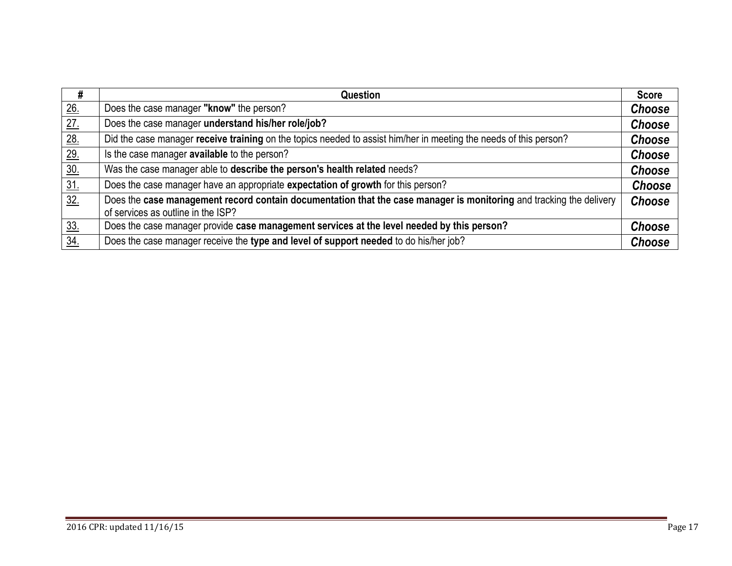| # | Question | Score |
|---|---|---|
| 26. | Does the case manager **"know"** the person? | ***Choose*** |
| 27. | Does the case manager **understand his/her role/job?** | ***Choose*** |
| 28. | Did the case manager **receive training** on the topics needed to assist him/her in meeting the needs of this person? | ***Choose*** |
| 29. | Is the case manager **available** to the person? | ***Choose*** |
| 30. | Was the case manager able to **describe the person's health related** needs? | ***Choose*** |
| 31. | Does the case manager have an appropriate **expectation of growth** for this person? | ***Choose*** |
| 32. | Does the **case management record contain documentation that the case manager is monitoring** and tracking the delivery of services as outline in the ISP? | ***Choose*** |
| 33. | Does the case manager provide **case management services at the level needed by this person?** | ***Choose*** |
| 34. | Does the case manager receive the **type and level of support needed** to do his/her job? | ***Choose*** |